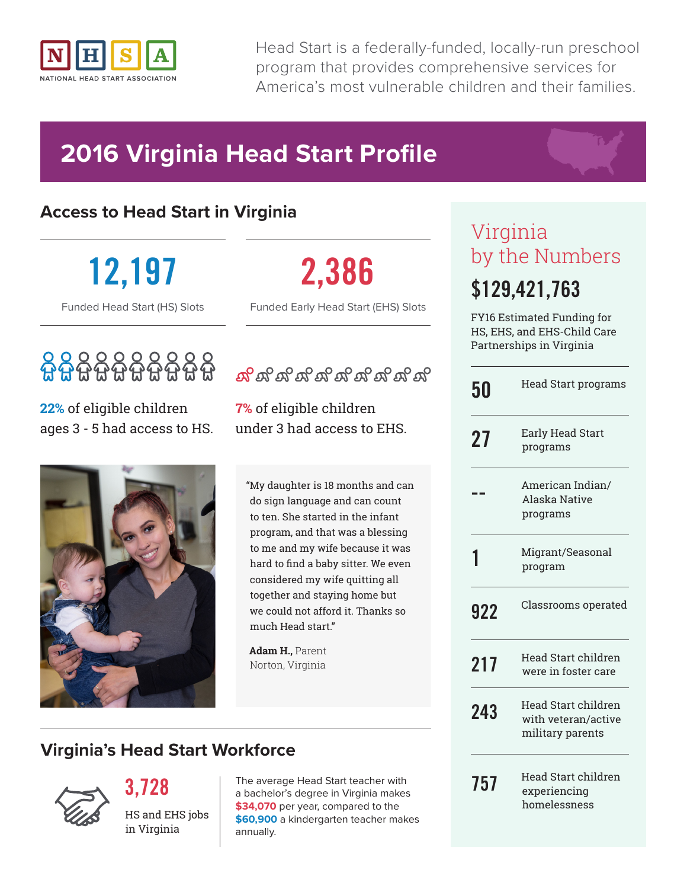NATIONAL HEAD START ASSOCIATION

Head Start is a federally-funded, locally-run preschool program that provides comprehensive services for America's most vulnerable children and their families.

# 2016 Virginia Head Start Profile

## Access to Head Start in Virginia

**12,197**
Funded Head Start (HS) Slots

**2,386**
Funded Early Head Start (EHS) Slots

**22%** of eligible children ages 3 - 5 had access to HS.

**7%** of eligible children under 3 had access to EHS.

"My daughter is 18 months and can do sign language and can count to ten. She started in the infant program, and that was a blessing to me and my wife because it was hard to find a baby sitter. We even considered my wife quitting all together and staying home but we could not afford it. Thanks so much Head start."

**Adam H.,** Parent
Norton, Virginia

## Virginia's Head Start Workforce

**3,728**
HS and EHS jobs in Virginia

The average Head Start teacher with a bachelor's degree in Virginia makes **$34,070** per year, compared to the **$60,900** a kindergarten teacher makes annually.

## Virginia by the Numbers

**$129,421,763**

FY16 Estimated Funding for HS, EHS, and EHS-Child Care Partnerships in Virginia

| | |
|---|---|
| 50 | Head Start programs |
| 27 | Early Head Start programs |
| -- | American Indian/ Alaska Native programs |
| 1 | Migrant/Seasonal program |
| 922 | Classrooms operated |
| 217 | Head Start children were in foster care |
| 243 | Head Start children with veteran/active military parents |
| 757 | Head Start children experiencing homelessness |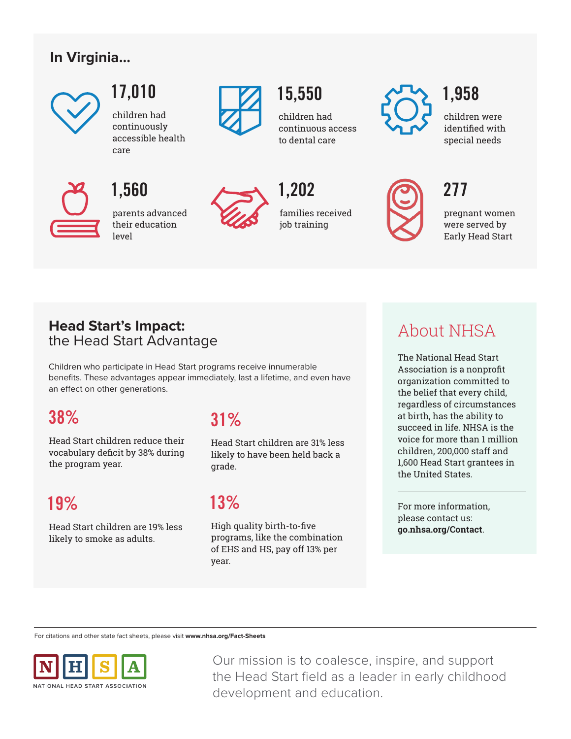## In Virginia...

**17,010**

children had continuously accessible health care

**15,550**

children had continuous access to dental care

**1,958**

children were identified with special needs

**1,560**

parents advanced their education level

**1,202**

families received job training

**277**

pregnant women were served by Early Head Start

## Head Start's Impact: the Head Start Advantage

Children who participate in Head Start programs receive innumerable benefits. These advantages appear immediately, last a lifetime, and even have an effect on other generations.

**38%**

Head Start children reduce their vocabulary deficit by 38% during the program year.

**31%**

Head Start children are 31% less likely to have been held back a grade.

**19%**

Head Start children are 19% less likely to smoke as adults.

**13%**

High quality birth-to-five programs, like the combination of EHS and HS, pay off 13% per year.

## About NHSA

The National Head Start Association is a nonprofit organization committed to the belief that every child, regardless of circumstances at birth, has the ability to succeed in life. NHSA is the voice for more than 1 million children, 200,000 staff and 1,600 Head Start grantees in the United States.

For more information, please contact us: **go.nhsa.org/Contact**.

For citations and other state fact sheets, please visit **www.nhsa.org/Fact-Sheets**

NHSA
NATIONAL HEAD START ASSOCIATION

Our mission is to coalesce, inspire, and support the Head Start field as a leader in early childhood development and education.